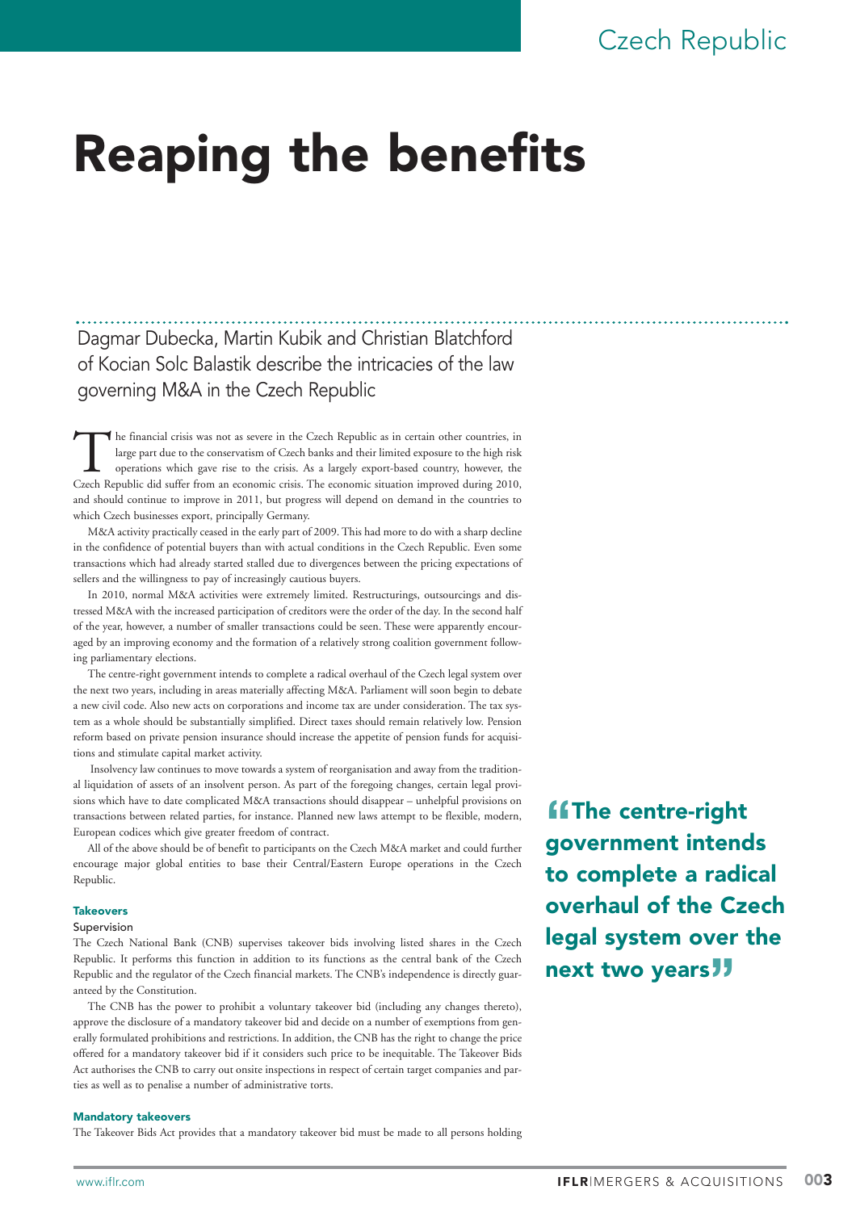# Reaping the benefits

Dagmar Dubecka, Martin Kubik and Christian Blatchford of Kocian Solc Balastik describe the intricacies of the law governing M&A in the Czech Republic

The financial crisis was not as severe in the Czech Republic as in certain other countries, in large part due to the conservatism of Czech banks and their limited exposure to the high risk operations which gave rise to the crisis. As a largely export-based country, however, the Czech Republic did suffer from an economic crisis. The economic situation improved during 2010, and should continue to improve in 2011, but progress will depend on demand in the countries to which Czech businesses export, principally Germany.

M&A activity practically ceased in the early part of 2009. This had more to do with a sharp decline in the confidence of potential buyers than with actual conditions in the Czech Republic. Even some transactions which had already started stalled due to divergences between the pricing expectations of sellers and the willingness to pay of increasingly cautious buyers.

In 2010, normal M&A activities were extremely limited. Restructurings, outsourcings and distressed M&A with the increased participation of creditors were the order of the day. In the second half of the year, however, a number of smaller transactions could be seen. These were apparently encouraged by an improving economy and the formation of a relatively strong coalition government following parliamentary elections.

The centre-right government intends to complete a radical overhaul of the Czech legal system over the next two years, including in areas materially affecting M&A. Parliament will soon begin to debate a new civil code. Also new acts on corporations and income tax are under consideration. The tax system as a whole should be substantially simplified. Direct taxes should remain relatively low. Pension reform based on private pension insurance should increase the appetite of pension funds for acquisitions and stimulate capital market activity.

Insolvency law continues to move towards a system of reorganisation and away from the traditional liquidation of assets of an insolvent person. As part of the foregoing changes, certain legal provisions which have to date complicated M&A transactions should disappear – unhelpful provisions on transactions between related parties, for instance. Planned new laws attempt to be flexible, modern, European codices which give greater freedom of contract.

All of the above should be of benefit to participants on the Czech M&A market and could further encourage major global entities to base their Central/Eastern Europe operations in the Czech Republic.

> **"The centre-right government intends to complete a radical overhaul of the Czech legal system over the next two years"**

## Takeovers

### Supervision

The Czech National Bank (CNB) supervises takeover bids involving listed shares in the Czech Republic. It performs this function in addition to its functions as the central bank of the Czech Republic and the regulator of the Czech financial markets. The CNB's independence is directly guaranteed by the Constitution.

The CNB has the power to prohibit a voluntary takeover bid (including any changes thereto), approve the disclosure of a mandatory takeover bid and decide on a number of exemptions from generally formulated prohibitions and restrictions. In addition, the CNB has the right to change the price offered for a mandatory takeover bid if it considers such price to be inequitable. The Takeover Bids Act authorises the CNB to carry out onsite inspections in respect of certain target companies and parties as well as to penalise a number of administrative torts.

## Mandatory takeovers

The Takeover Bids Act provides that a mandatory takeover bid must be made to all persons holding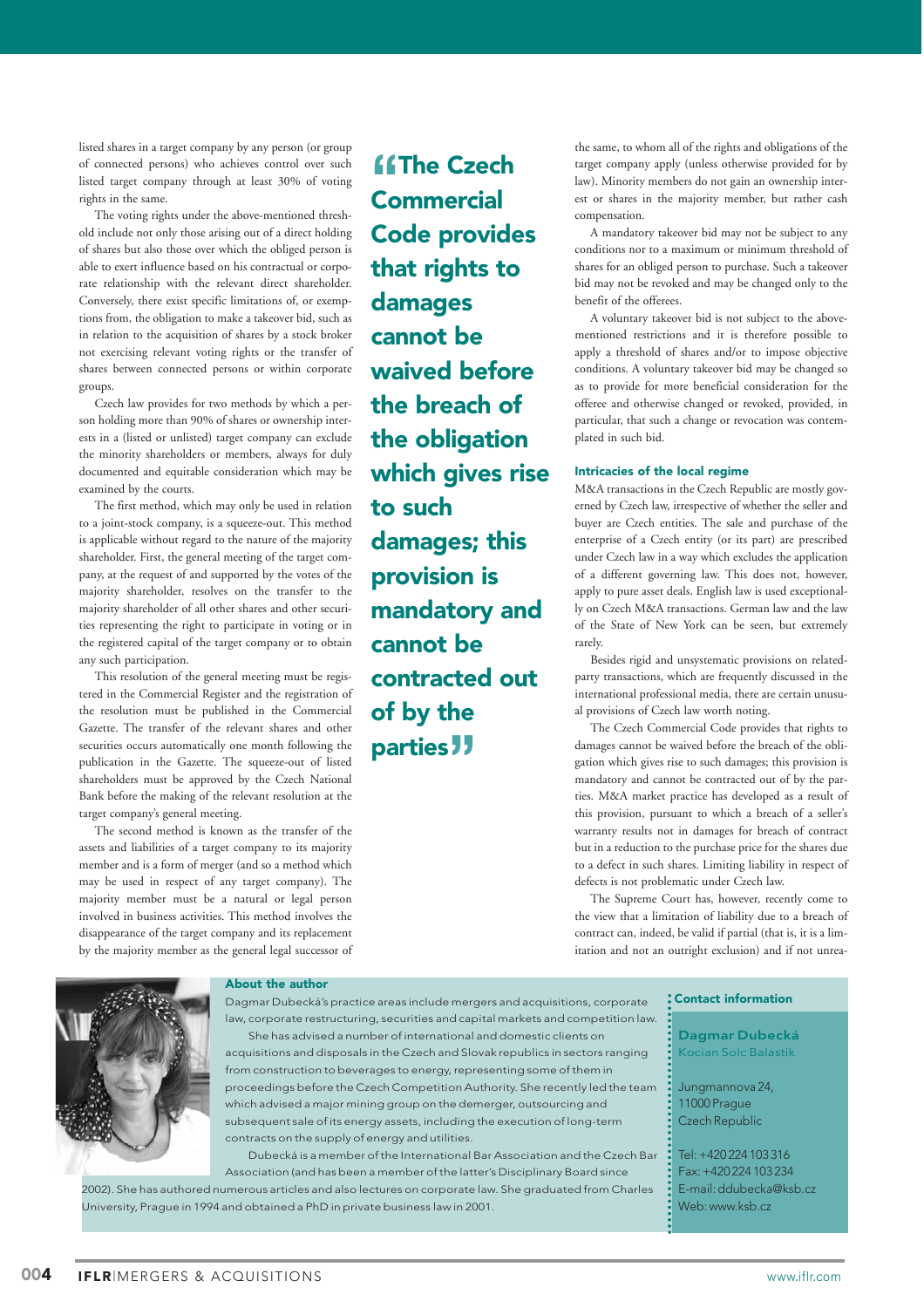listed shares in a target company by any person (or group of connected persons) who achieves control over such listed target company through at least 30% of voting rights in the same.

The voting rights under the above-mentioned threshold include not only those arising out of a direct holding of shares but also those over which the obliged person is able to exert influence based on his contractual or corporate relationship with the relevant direct shareholder. Conversely, there exist specific limitations of, or exemptions from, the obligation to make a takeover bid, such as in relation to the acquisition of shares by a stock broker not exercising relevant voting rights or the transfer of shares between connected persons or within corporate groups.

Czech law provides for two methods by which a person holding more than 90% of shares or ownership interests in a (listed or unlisted) target company can exclude the minority shareholders or members, always for duly documented and equitable consideration which may be examined by the courts.

The first method, which may only be used in relation to a joint-stock company, is a squeeze-out. This method is applicable without regard to the nature of the majority shareholder. First, the general meeting of the target company, at the request of and supported by the votes of the majority shareholder, resolves on the transfer to the majority shareholder of all other shares and other securities representing the right to participate in voting or in the registered capital of the target company or to obtain any such participation.

This resolution of the general meeting must be registered in the Commercial Register and the registration of the resolution must be published in the Commercial Gazette. The transfer of the relevant shares and other securities occurs automatically one month following the publication in the Gazette. The squeeze-out of listed shareholders must be approved by the Czech National Bank before the making of the relevant resolution at the target company's general meeting.

The second method is known as the transfer of the assets and liabilities of a target company to its majority member and is a form of merger (and so a method which may be used in respect of any target company). The majority member must be a natural or legal person involved in business activities. This method involves the disappearance of the target company and its replacement by the majority member as the general legal successor of the same, to whom all of the rights and obligations of the target company apply (unless otherwise provided for by law). Minority members do not gain an ownership interest or shares in the majority member, but rather cash compensation.

A mandatory takeover bid may not be subject to any conditions nor to a maximum or minimum threshold of shares for an obliged person to purchase. Such a takeover bid may not be revoked and may be changed only to the benefit of the offerees.

A voluntary takeover bid is not subject to the above-mentioned restrictions and it is therefore possible to apply a threshold of shares and/or to impose objective conditions. A voluntary takeover bid may be changed so as to provide for more beneficial consideration for the offeree and otherwise changed or revoked, provided, in particular, that such a change or revocation was contemplated in such bid.

> "The Czech Commercial Code provides that rights to damages cannot be waived before the breach of the obligation which gives rise to such damages; this provision is mandatory and cannot be contracted out of by the parties"

### Intricacies of the local regime

M&A transactions in the Czech Republic are mostly governed by Czech law, irrespective of whether the seller and buyer are Czech entities. The sale and purchase of the enterprise of a Czech entity (or its part) are prescribed under Czech law in a way which excludes the application of a different governing law. This does not, however, apply to pure asset deals. English law is used exceptionally on Czech M&A transactions. German law and the law of the State of New York can be seen, but extremely rarely.

Besides rigid and unsystematic provisions on related-party transactions, which are frequently discussed in the international professional media, there are certain unusual provisions of Czech law worth noting.

The Czech Commercial Code provides that rights to damages cannot be waived before the breach of the obligation which gives rise to such damages; this provision is mandatory and cannot be contracted out of by the parties. M&A market practice has developed as a result of this provision, pursuant to which a breach of a seller's warranty results not in damages for breach of contract but in a reduction to the purchase price for the shares due to a defect in such shares. Limiting liability in respect of defects is not problematic under Czech law.

The Supreme Court has, however, recently come to the view that a limitation of liability due to a breach of contract can, indeed, be valid if partial (that is, it is a limitation and not an outright exclusion) and if not unrea-

### About the author

Dagmar Dubecká's practice areas include mergers and acquisitions, corporate law, corporate restructuring, securities and capital markets and competition law.

She has advised a number of international and domestic clients on acquisitions and disposals in the Czech and Slovak republics in sectors ranging from construction to beverages to energy, representing some of them in proceedings before the Czech Competition Authority. She recently led the team which advised a major mining group on the demerger, outsourcing and subsequent sale of its energy assets, including the execution of long-term contracts on the supply of energy and utilities.

Dubecká is a member of the International Bar Association and the Czech Bar Association (and has been a member of the latter's Disciplinary Board since 2002). She has authored numerous articles and also lectures on corporate law. She graduated from Charles University, Prague in 1994 and obtained a PhD in private business law in 2001.

### Contact information

**Dagmar Dubecká**
Kocian Solc Balastik

Jungmannova 24,
11000 Prague
Czech Republic

Tel: +420 224 103 316
Fax: +420 224 103 234
E-mail: ddubecka@ksb.cz
Web: www.ksb.cz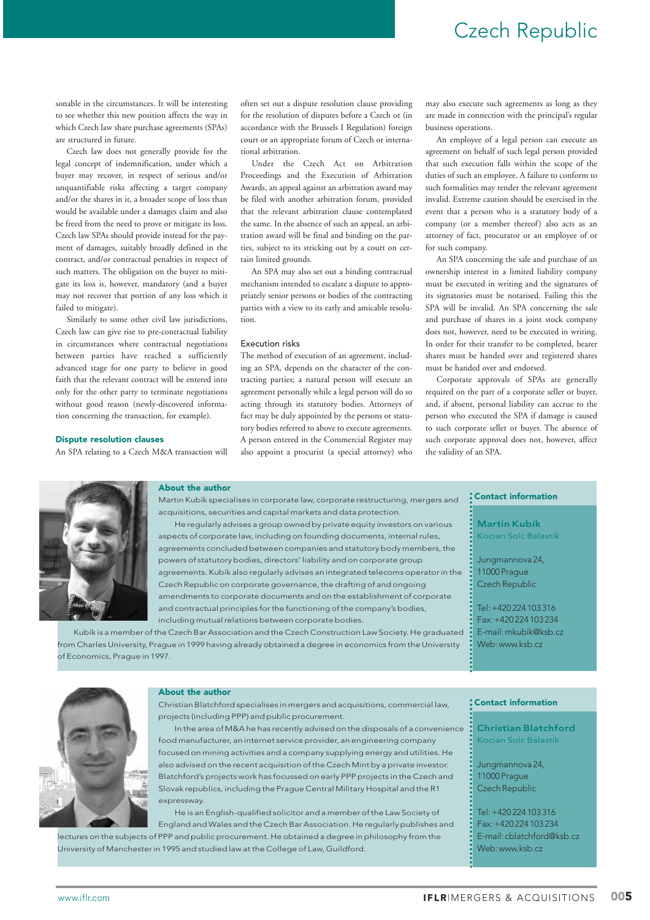sonable in the circumstances. It will be interesting to see whether this new position affects the way in which Czech law share purchase agreements (SPAs) are structured in future.

Czech law does not generally provide for the legal concept of indemnification, under which a buyer may recover, in respect of serious and/or unquantifiable risks affecting a target company and/or the shares in it, a broader scope of loss than would be available under a damages claim and also be freed from the need to prove or mitigate its loss. Czech law SPAs should provide instead for the payment of damages, suitably broadly defined in the contract, and/or contractual penalties in respect of such matters. The obligation on the buyer to mitigate its loss is, however, mandatory (and a buyer may not recover that portion of any loss which it failed to mitigate).

Similarly to some other civil law jurisdictions, Czech law can give rise to pre-contractual liability in circumstances where contractual negotiations between parties have reached a sufficiently advanced stage for one party to believe in good faith that the relevant contract will be entered into only for the other party to terminate negotiations without good reason (newly-discovered information concerning the transaction, for example).

### Dispute resolution clauses

An SPA relating to a Czech M&A transaction will often set out a dispute resolution clause providing for the resolution of disputes before a Czech or (in accordance with the Brussels I Regulation) foreign court or an appropriate forum of Czech or international arbitration.

Under the Czech Act on Arbitration Proceedings and the Execution of Arbitration Awards, an appeal against an arbitration award may be filed with another arbitration forum, provided that the relevant arbitration clause contemplated the same. In the absence of such an appeal, an arbitration award will be final and binding on the parties, subject to its striking out by a court on certain limited grounds.

An SPA may also set out a binding contractual mechanism intended to escalate a dispute to appropriately senior persons or bodies of the contracting parties with a view to its early and amicable resolution.

### Execution risks

The method of execution of an agreement, including an SPA, depends on the character of the contracting parties; a natural person will execute an agreement personally while a legal person will do so acting through its statutory bodies. Attorneys of fact may be duly appointed by the persons or statutory bodies referred to above to execute agreements. A person entered in the Commercial Register may also appoint a procurist (a special attorney) who may also execute such agreements as long as they are made in connection with the principal's regular business operations.

An employee of a legal person can execute an agreement on behalf of such legal person provided that such execution falls within the scope of the duties of such an employee. A failure to conform to such formalities may render the relevant agreement invalid. Extreme caution should be exercised in the event that a person who is a statutory body of a company (or a member thereof) also acts as an attorney of fact, procurator or an employee of or for such company.

An SPA concerning the sale and purchase of an ownership interest in a limited liability company must be executed in writing and the signatures of its signatories must be notarised. Failing this the SPA will be invalid. An SPA concerning the sale and purchase of shares in a joint stock company does not, however, need to be executed in writing. In order for their transfer to be completed, bearer shares must be handed over and registered shares must be handed over and endorsed.

Corporate approvals of SPAs are generally required on the part of a corporate seller or buyer, and, if absent, personal liability can accrue to the person who executed the SPA if damage is caused to such corporate seller or buyer. The absence of such corporate approval does not, however, affect the validity of an SPA.

#### About the author

Martin Kubík specialises in corporate law, corporate restructuring, mergers and acquisitions, securities and capital markets and data protection.

He regularly advises a group owned by private equity investors on various aspects of corporate law, including on founding documents, internal rules, agreements concluded between companies and statutory body members, the powers of statutory bodies, directors' liability and on corporate group agreements. Kubík also regularly advises an integrated telecoms operator in the Czech Republic on corporate governance, the drafting of and ongoing amendments to corporate documents and on the establishment of corporate and contractual principles for the functioning of the company's bodies, including mutual relations between corporate bodies.

Kubík is a member of the Czech Bar Association and the Czech Construction Law Society. He graduated from Charles University, Prague in 1999 having already obtained a degree in economics from the University of Economics, Prague in 1997.

#### Contact information

**Martin Kubík**
Kocian Solc Balastik

Jungmannova 24,
11000 Prague
Czech Republic

Tel: +420 224 103 316
Fax: +420 224 103 234
E-mail: mkubik@ksb.cz
Web: www.ksb.cz

#### About the author

Christian Blatchford specialises in mergers and acquisitions, commercial law, projects (including PPP) and public procurement.

In the area of M&A he has recently advised on the disposals of a convenience food manufacturer, an internet service provider, an engineering company focused on mining activities and a company supplying energy and utilities. He also advised on the recent acquisition of the Czech Mint by a private investor. Blatchford's projects work has focussed on early PPP projects in the Czech and Slovak republics, including the Prague Central Military Hospital and the R1 expressway.

He is an English-qualified solicitor and a member of the Law Society of England and Wales and the Czech Bar Association. He regularly publishes and lectures on the subjects of PPP and public procurement. He obtained a degree in philosophy from the University of Manchester in 1995 and studied law at the College of Law, Guildford.

#### Contact information

**Christian Blatchford**
Kocian Solc Balastik

Jungmannova 24,
11000 Prague
Czech Republic

Tel: +420 224 103 316
Fax: +420 224 103 234
E-mail: cblatchford@ksb.cz
Web: www.ksb.cz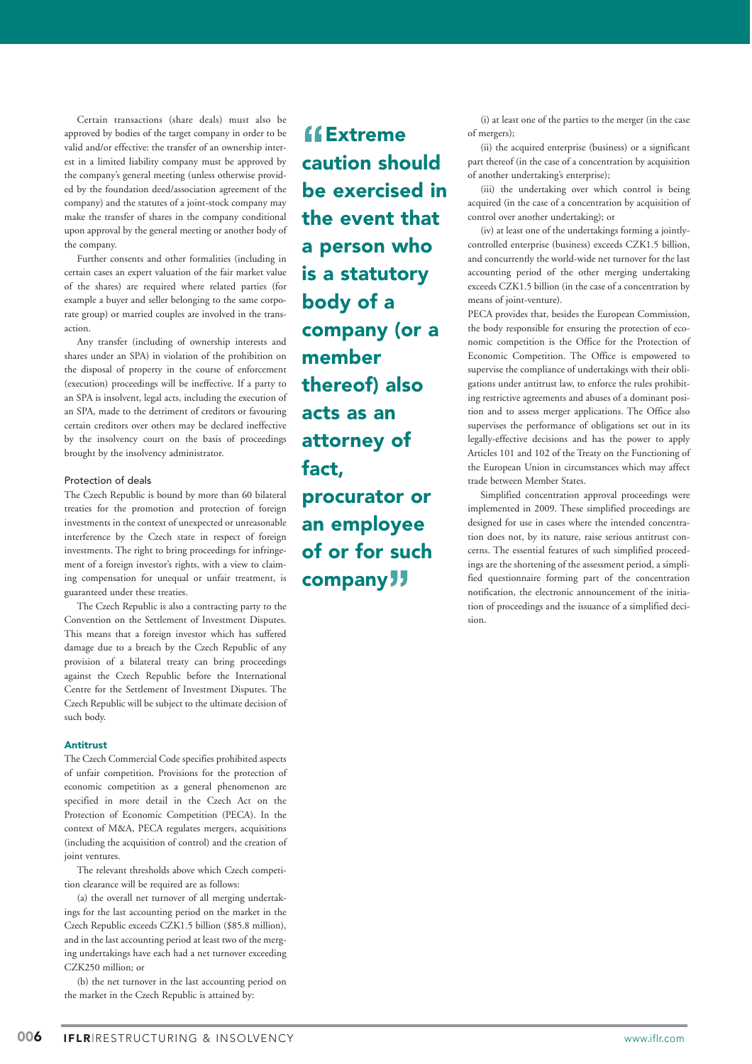Certain transactions (share deals) must also be approved by bodies of the target company in order to be valid and/or effective: the transfer of an ownership interest in a limited liability company must be approved by the company's general meeting (unless otherwise provided by the foundation deed/association agreement of the company) and the statutes of a joint-stock company may make the transfer of shares in the company conditional upon approval by the general meeting or another body of the company.

Further consents and other formalities (including in certain cases an expert valuation of the fair market value of the shares) are required where related parties (for example a buyer and seller belonging to the same corporate group) or married couples are involved in the transaction.

Any transfer (including of ownership interests and shares under an SPA) in violation of the prohibition on the disposal of property in the course of enforcement (execution) proceedings will be ineffective. If a party to an SPA is insolvent, legal acts, including the execution of an SPA, made to the detriment of creditors or favouring certain creditors over others may be declared ineffective by the insolvency court on the basis of proceedings brought by the insolvency administrator.

### Protection of deals

The Czech Republic is bound by more than 60 bilateral treaties for the promotion and protection of foreign investments in the context of unexpected or unreasonable interference by the Czech state in respect of foreign investments. The right to bring proceedings for infringement of a foreign investor's rights, with a view to claiming compensation for unequal or unfair treatment, is guaranteed under these treaties.

The Czech Republic is also a contracting party to the Convention on the Settlement of Investment Disputes. This means that a foreign investor which has suffered damage due to a breach by the Czech Republic of any provision of a bilateral treaty can bring proceedings against the Czech Republic before the International Centre for the Settlement of Investment Disputes. The Czech Republic will be subject to the ultimate decision of such body.

## Antitrust

The Czech Commercial Code specifies prohibited aspects of unfair competition. Provisions for the protection of economic competition as a general phenomenon are specified in more detail in the Czech Act on the Protection of Economic Competition (PECA). In the context of M&A, PECA regulates mergers, acquisitions (including the acquisition of control) and the creation of joint ventures.

The relevant thresholds above which Czech competition clearance will be required are as follows:

(a) the overall net turnover of all merging undertakings for the last accounting period on the market in the Czech Republic exceeds CZK1.5 billion ($85.8 million), and in the last accounting period at least two of the merging undertakings have each had a net turnover exceeding CZK250 million; or

(b) the net turnover in the last accounting period on the market in the Czech Republic is attained by:

> **"Extreme caution should be exercised in the event that a person who is a statutory body of a company (or a member thereof) also acts as an attorney of fact, procurator or an employee of or for such company"**

(i) at least one of the parties to the merger (in the case of mergers);

(ii) the acquired enterprise (business) or a significant part thereof (in the case of a concentration by acquisition of another undertaking's enterprise);

(iii) the undertaking over which control is being acquired (in the case of a concentration by acquisition of control over another undertaking); or

(iv) at least one of the undertakings forming a jointly-controlled enterprise (business) exceeds CZK1.5 billion, and concurrently the world-wide net turnover for the last accounting period of the other merging undertaking exceeds CZK1.5 billion (in the case of a concentration by means of joint-venture).

PECA provides that, besides the European Commission, the body responsible for ensuring the protection of economic competition is the Office for the Protection of Economic Competition. The Office is empowered to supervise the compliance of undertakings with their obligations under antitrust law, to enforce the rules prohibiting restrictive agreements and abuses of a dominant position and to assess merger applications. The Office also supervises the performance of obligations set out in its legally-effective decisions and has the power to apply Articles 101 and 102 of the Treaty on the Functioning of the European Union in circumstances which may affect trade between Member States.

Simplified concentration approval proceedings were implemented in 2009. These simplified proceedings are designed for use in cases where the intended concentration does not, by its nature, raise serious antitrust concerns. The essential features of such simplified proceedings are the shortening of the assessment period, a simplified questionnaire forming part of the concentration notification, the electronic announcement of the initiation of proceedings and the issuance of a simplified decision.